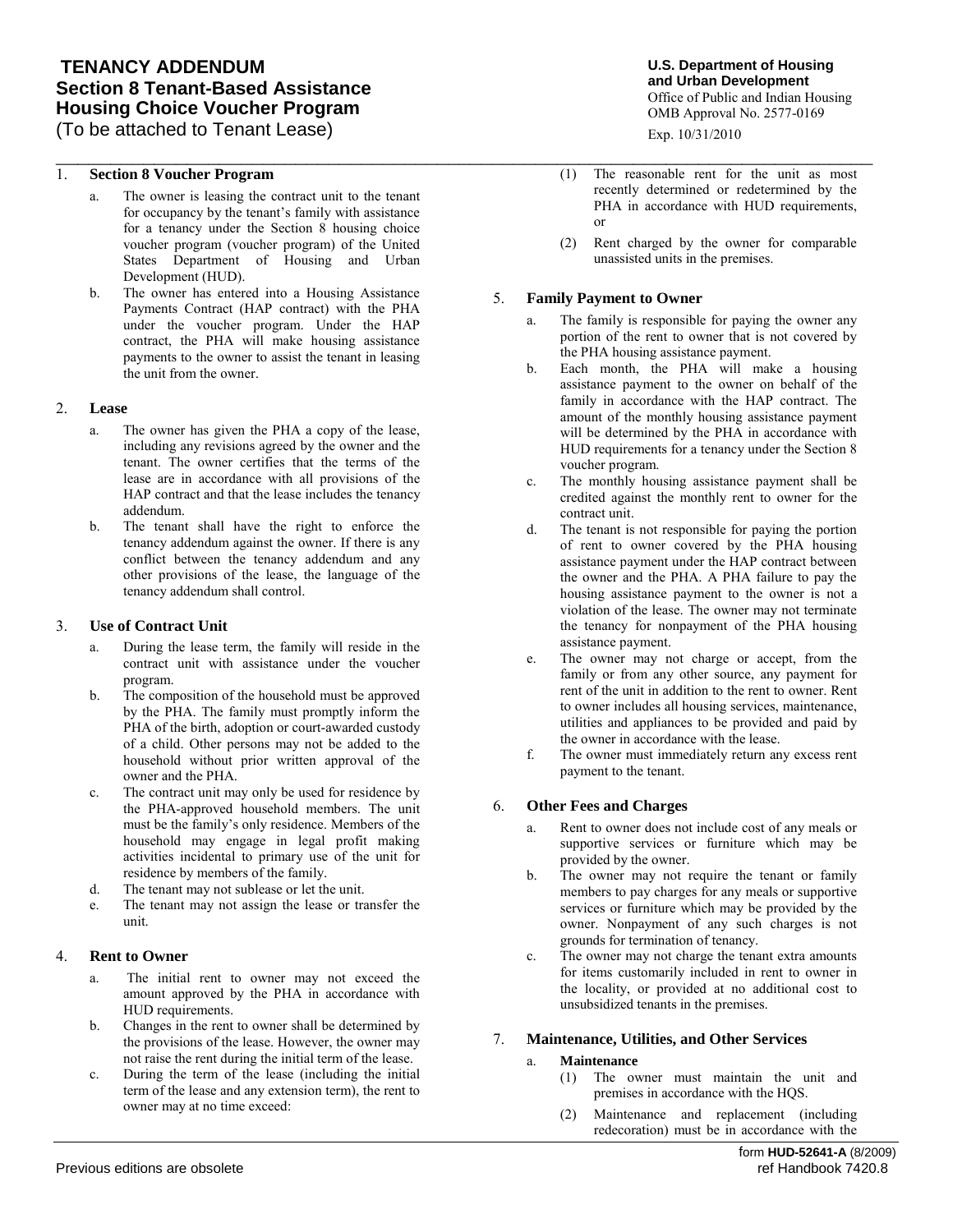# TENANCY ADDENDUM
## Section 8 Tenant-Based Assistance
## Housing Choice Voucher Program
(To be attached to Tenant Lease)

**U.S. Department of Housing and Urban Development**
Office of Public and Indian Housing
OMB Approval No. 2577-0169
Exp. 10/31/2010

### 1. Section 8 Voucher Program

a. The owner is leasing the contract unit to the tenant for occupancy by the tenant's family with assistance for a tenancy under the Section 8 housing choice voucher program (voucher program) of the United States Department of Housing and Urban Development (HUD).

b. The owner has entered into a Housing Assistance Payments Contract (HAP contract) with the PHA under the voucher program. Under the HAP contract, the PHA will make housing assistance payments to the owner to assist the tenant in leasing the unit from the owner.

### 2. Lease

a. The owner has given the PHA a copy of the lease, including any revisions agreed by the owner and the tenant. The owner certifies that the terms of the lease are in accordance with all provisions of the HAP contract and that the lease includes the tenancy addendum.

b. The tenant shall have the right to enforce the tenancy addendum against the owner. If there is any conflict between the tenancy addendum and any other provisions of the lease, the language of the tenancy addendum shall control.

### 3. Use of Contract Unit

a. During the lease term, the family will reside in the contract unit with assistance under the voucher program.

b. The composition of the household must be approved by the PHA. The family must promptly inform the PHA of the birth, adoption or court-awarded custody of a child. Other persons may not be added to the household without prior written approval of the owner and the PHA.

c. The contract unit may only be used for residence by the PHA-approved household members. The unit must be the family's only residence. Members of the household may engage in legal profit making activities incidental to primary use of the unit for residence by members of the family.

d. The tenant may not sublease or let the unit.

e. The tenant may not assign the lease or transfer the unit.

### 4. Rent to Owner

a. The initial rent to owner may not exceed the amount approved by the PHA in accordance with HUD requirements.

b. Changes in the rent to owner shall be determined by the provisions of the lease. However, the owner may not raise the rent during the initial term of the lease.

c. During the term of the lease (including the initial term of the lease and any extension term), the rent to owner may at no time exceed:

   (1) The reasonable rent for the unit as most recently determined or redetermined by the PHA in accordance with HUD requirements, or

   (2) Rent charged by the owner for comparable unassisted units in the premises.

### 5. Family Payment to Owner

a. The family is responsible for paying the owner any portion of the rent to owner that is not covered by the PHA housing assistance payment.

b. Each month, the PHA will make a housing assistance payment to the owner on behalf of the family in accordance with the HAP contract. The amount of the monthly housing assistance payment will be determined by the PHA in accordance with HUD requirements for a tenancy under the Section 8 voucher program.

c. The monthly housing assistance payment shall be credited against the monthly rent to owner for the contract unit.

d. The tenant is not responsible for paying the portion of rent to owner covered by the PHA housing assistance payment under the HAP contract between the owner and the PHA. A PHA failure to pay the housing assistance payment to the owner is not a violation of the lease. The owner may not terminate the tenancy for nonpayment of the PHA housing assistance payment.

e. The owner may not charge or accept, from the family or from any other source, any payment for rent of the unit in addition to the rent to owner. Rent to owner includes all housing services, maintenance, utilities and appliances to be provided and paid by the owner in accordance with the lease.

f. The owner must immediately return any excess rent payment to the tenant.

### 6. Other Fees and Charges

a. Rent to owner does not include cost of any meals or supportive services or furniture which may be provided by the owner.

b. The owner may not require the tenant or family members to pay charges for any meals or supportive services or furniture which may be provided by the owner. Nonpayment of any such charges is not grounds for termination of tenancy.

c. The owner may not charge the tenant extra amounts for items customarily included in rent to owner in the locality, or provided at no additional cost to unsubsidized tenants in the premises.

### 7. Maintenance, Utilities, and Other Services

a. **Maintenance**

   (1) The owner must maintain the unit and premises in accordance with the HQS.

   (2) Maintenance and replacement (including redecoration) must be in accordance with the

form **HUD-52641-A** (8/2009)
ref Handbook 7420.8

Previous editions are obsolete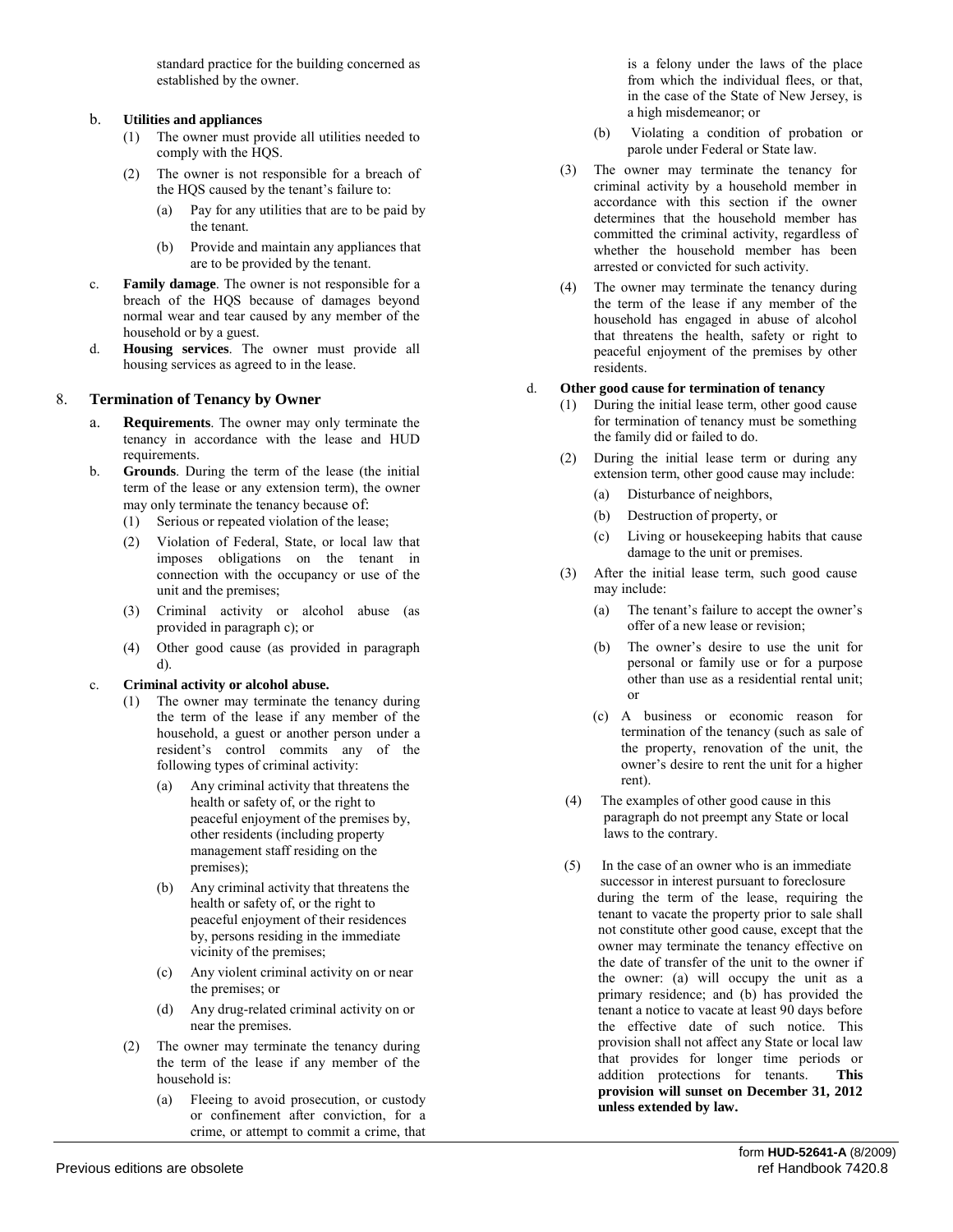standard practice for the building concerned as established by the owner.

b. **Utilities and appliances**

(1) The owner must provide all utilities needed to comply with the HQS.

(2) The owner is not responsible for a breach of the HQS caused by the tenant's failure to:

(a) Pay for any utilities that are to be paid by the tenant.

(b) Provide and maintain any appliances that are to be provided by the tenant.

c. **Family damage**. The owner is not responsible for a breach of the HQS because of damages beyond normal wear and tear caused by any member of the household or by a guest.

d. **Housing services**. The owner must provide all housing services as agreed to in the lease.

## 8. Termination of Tenancy by Owner

a. **Requirements**. The owner may only terminate the tenancy in accordance with the lease and HUD requirements.

b. **Grounds**. During the term of the lease (the initial term of the lease or any extension term), the owner may only terminate the tenancy because of:

(1) Serious or repeated violation of the lease;

(2) Violation of Federal, State, or local law that imposes obligations on the tenant in connection with the occupancy or use of the unit and the premises;

(3) Criminal activity or alcohol abuse (as provided in paragraph c); or

(4) Other good cause (as provided in paragraph d).

c. **Criminal activity or alcohol abuse.**

(1) The owner may terminate the tenancy during the term of the lease if any member of the household, a guest or another person under a resident's control commits any of the following types of criminal activity:

(a) Any criminal activity that threatens the health or safety of, or the right to peaceful enjoyment of the premises by, other residents (including property management staff residing on the premises);

(b) Any criminal activity that threatens the health or safety of, or the right to peaceful enjoyment of their residences by, persons residing in the immediate vicinity of the premises;

(c) Any violent criminal activity on or near the premises; or

(d) Any drug-related criminal activity on or near the premises.

(2) The owner may terminate the tenancy during the term of the lease if any member of the household is:

(a) Fleeing to avoid prosecution, or custody or confinement after conviction, for a crime, or attempt to commit a crime, that is a felony under the laws of the place from which the individual flees, or that, in the case of the State of New Jersey, is a high misdemeanor; or

(b) Violating a condition of probation or parole under Federal or State law.

(3) The owner may terminate the tenancy for criminal activity by a household member in accordance with this section if the owner determines that the household member has committed the criminal activity, regardless of whether the household member has been arrested or convicted for such activity.

(4) The owner may terminate the tenancy during the term of the lease if any member of the household has engaged in abuse of alcohol that threatens the health, safety or right to peaceful enjoyment of the premises by other residents.

d. **Other good cause for termination of tenancy**

(1) During the initial lease term, other good cause for termination of tenancy must be something the family did or failed to do.

(2) During the initial lease term or during any extension term, other good cause may include:

(a) Disturbance of neighbors,

(b) Destruction of property, or

(c) Living or housekeeping habits that cause damage to the unit or premises.

(3) After the initial lease term, such good cause may include:

(a) The tenant's failure to accept the owner's offer of a new lease or revision;

(b) The owner's desire to use the unit for personal or family use or for a purpose other than use as a residential rental unit; or

(c) A business or economic reason for termination of the tenancy (such as sale of the property, renovation of the unit, the owner's desire to rent the unit for a higher rent).

(4) The examples of other good cause in this paragraph do not preempt any State or local laws to the contrary.

(5) In the case of an owner who is an immediate successor in interest pursuant to foreclosure during the term of the lease, requiring the tenant to vacate the property prior to sale shall not constitute other good cause, except that the owner may terminate the tenancy effective on the date of transfer of the unit to the owner if the owner: (a) will occupy the unit as a primary residence; and (b) has provided the tenant a notice to vacate at least 90 days before the effective date of such notice. This provision shall not affect any State or local law that provides for longer time periods or addition protections for tenants. **This provision will sunset on December 31, 2012 unless extended by law.**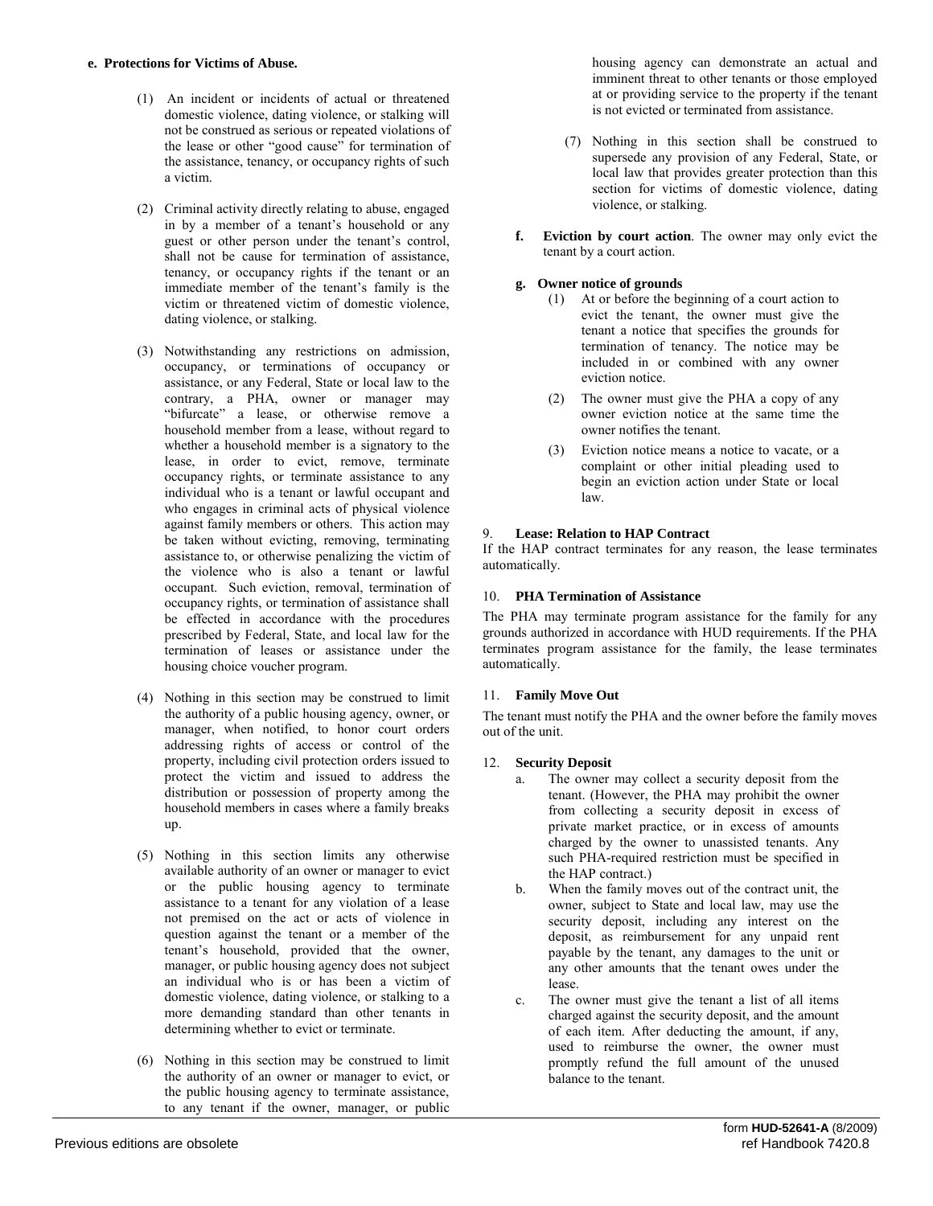**e. Protections for Victims of Abuse.**

(1) An incident or incidents of actual or threatened domestic violence, dating violence, or stalking will not be construed as serious or repeated violations of the lease or other "good cause" for termination of the assistance, tenancy, or occupancy rights of such a victim.

(2) Criminal activity directly relating to abuse, engaged in by a member of a tenant's household or any guest or other person under the tenant's control, shall not be cause for termination of assistance, tenancy, or occupancy rights if the tenant or an immediate member of the tenant's family is the victim or threatened victim of domestic violence, dating violence, or stalking.

(3) Notwithstanding any restrictions on admission, occupancy, or terminations of occupancy or assistance, or any Federal, State or local law to the contrary, a PHA, owner or manager may "bifurcate" a lease, or otherwise remove a household member from a lease, without regard to whether a household member is a signatory to the lease, in order to evict, remove, terminate occupancy rights, or terminate assistance to any individual who is a tenant or lawful occupant and who engages in criminal acts of physical violence against family members or others. This action may be taken without evicting, removing, terminating assistance to, or otherwise penalizing the victim of the violence who is also a tenant or lawful occupant. Such eviction, removal, termination of occupancy rights, or termination of assistance shall be effected in accordance with the procedures prescribed by Federal, State, and local law for the termination of leases or assistance under the housing choice voucher program.

(4) Nothing in this section may be construed to limit the authority of a public housing agency, owner, or manager, when notified, to honor court orders addressing rights of access or control of the property, including civil protection orders issued to protect the victim and issued to address the distribution or possession of property among the household members in cases where a family breaks up.

(5) Nothing in this section limits any otherwise available authority of an owner or manager to evict or the public housing agency to terminate assistance to a tenant for any violation of a lease not premised on the act or acts of violence in question against the tenant or a member of the tenant's household, provided that the owner, manager, or public housing agency does not subject an individual who is or has been a victim of domestic violence, dating violence, or stalking to a more demanding standard than other tenants in determining whether to evict or terminate.

(6) Nothing in this section may be construed to limit the authority of an owner or manager to evict, or the public housing agency to terminate assistance, to any tenant if the owner, manager, or public housing agency can demonstrate an actual and imminent threat to other tenants or those employed at or providing service to the property if the tenant is not evicted or terminated from assistance.

(7) Nothing in this section shall be construed to supersede any provision of any Federal, State, or local law that provides greater protection than this section for victims of domestic violence, dating violence, or stalking.

**f. Eviction by court action**. The owner may only evict the tenant by a court action.

**g. Owner notice of grounds**

(1) At or before the beginning of a court action to evict the tenant, the owner must give the tenant a notice that specifies the grounds for termination of tenancy. The notice may be included in or combined with any owner eviction notice.

(2) The owner must give the PHA a copy of any owner eviction notice at the same time the owner notifies the tenant.

(3) Eviction notice means a notice to vacate, or a complaint or other initial pleading used to begin an eviction action under State or local law.

## 9. Lease: Relation to HAP Contract

If the HAP contract terminates for any reason, the lease terminates automatically.

## 10. PHA Termination of Assistance

The PHA may terminate program assistance for the family for any grounds authorized in accordance with HUD requirements. If the PHA terminates program assistance for the family, the lease terminates automatically.

## 11. Family Move Out

The tenant must notify the PHA and the owner before the family moves out of the unit.

## 12. Security Deposit

a. The owner may collect a security deposit from the tenant. (However, the PHA may prohibit the owner from collecting a security deposit in excess of private market practice, or in excess of amounts charged by the owner to unassisted tenants. Any such PHA-required restriction must be specified in the HAP contract.)

b. When the family moves out of the contract unit, the owner, subject to State and local law, may use the security deposit, including any interest on the deposit, as reimbursement for any unpaid rent payable by the tenant, any damages to the unit or any other amounts that the tenant owes under the lease.

c. The owner must give the tenant a list of all items charged against the security deposit, and the amount of each item. After deducting the amount, if any, used to reimburse the owner, the owner must promptly refund the full amount of the unused balance to the tenant.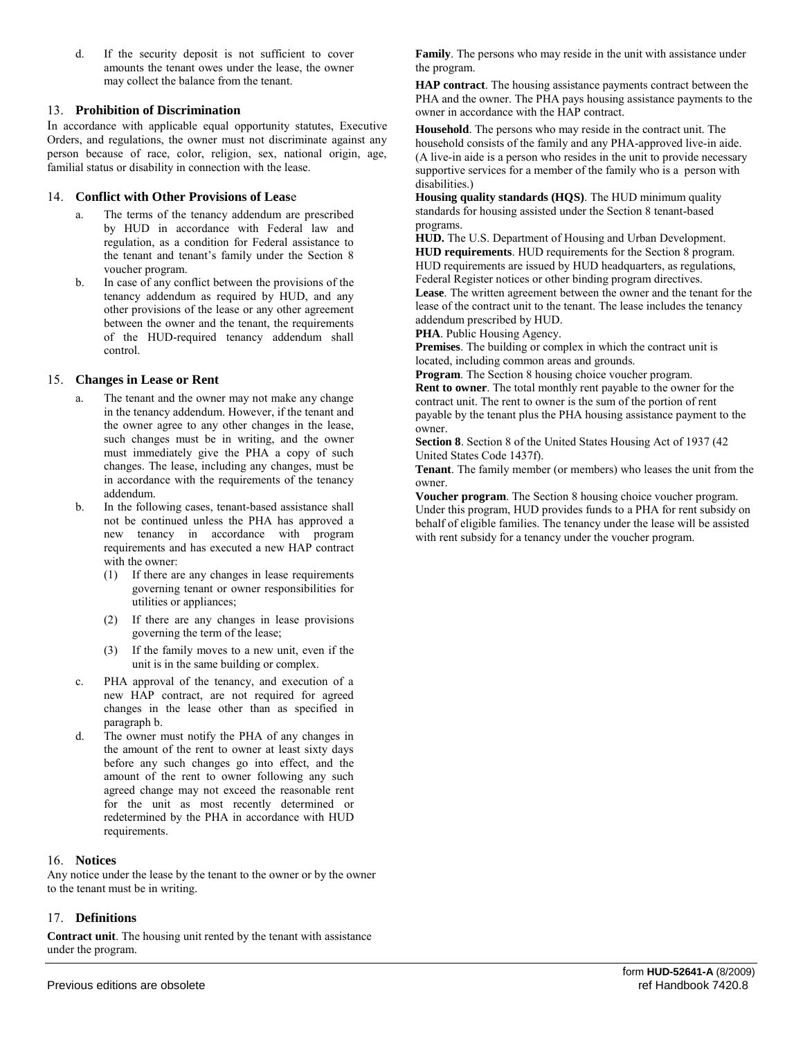d. If the security deposit is not sufficient to cover amounts the tenant owes under the lease, the owner may collect the balance from the tenant.

## 13. Prohibition of Discrimination

In accordance with applicable equal opportunity statutes, Executive Orders, and regulations, the owner must not discriminate against any person because of race, color, religion, sex, national origin, age, familial status or disability in connection with the lease.

## 14. Conflict with Other Provisions of Lease

a. The terms of the tenancy addendum are prescribed by HUD in accordance with Federal law and regulation, as a condition for Federal assistance to the tenant and tenant's family under the Section 8 voucher program.

b. In case of any conflict between the provisions of the tenancy addendum as required by HUD, and any other provisions of the lease or any other agreement between the owner and the tenant, the requirements of the HUD-required tenancy addendum shall control.

## 15. Changes in Lease or Rent

a. The tenant and the owner may not make any change in the tenancy addendum. However, if the tenant and the owner agree to any other changes in the lease, such changes must be in writing, and the owner must immediately give the PHA a copy of such changes. The lease, including any changes, must be in accordance with the requirements of the tenancy addendum.

b. In the following cases, tenant-based assistance shall not be continued unless the PHA has approved a new tenancy in accordance with program requirements and has executed a new HAP contract with the owner:

   (1) If there are any changes in lease requirements governing tenant or owner responsibilities for utilities or appliances;

   (2) If there are any changes in lease provisions governing the term of the lease;

   (3) If the family moves to a new unit, even if the unit is in the same building or complex.

c. PHA approval of the tenancy, and execution of a new HAP contract, are not required for agreed changes in the lease other than as specified in paragraph b.

d. The owner must notify the PHA of any changes in the amount of the rent to owner at least sixty days before any such changes go into effect, and the amount of the rent to owner following any such agreed change may not exceed the reasonable rent for the unit as most recently determined or redetermined by the PHA in accordance with HUD requirements.

## 16. Notices

Any notice under the lease by the tenant to the owner or by the owner to the tenant must be in writing.

## 17. Definitions

**Contract unit**. The housing unit rented by the tenant with assistance under the program.

**Family**. The persons who may reside in the unit with assistance under the program.

**HAP contract**. The housing assistance payments contract between the PHA and the owner. The PHA pays housing assistance payments to the owner in accordance with the HAP contract.

**Household**. The persons who may reside in the contract unit. The household consists of the family and any PHA-approved live-in aide. (A live-in aide is a person who resides in the unit to provide necessary supportive services for a member of the family who is a person with disabilities.)

**Housing quality standards (HQS)**. The HUD minimum quality standards for housing assisted under the Section 8 tenant-based programs.

**HUD.** The U.S. Department of Housing and Urban Development.

**HUD requirements**. HUD requirements for the Section 8 program. HUD requirements are issued by HUD headquarters, as regulations, Federal Register notices or other binding program directives.

**Lease**. The written agreement between the owner and the tenant for the lease of the contract unit to the tenant. The lease includes the tenancy addendum prescribed by HUD.

**PHA**. Public Housing Agency.

**Premises**. The building or complex in which the contract unit is located, including common areas and grounds.

**Program**. The Section 8 housing choice voucher program.

**Rent to owner**. The total monthly rent payable to the owner for the contract unit. The rent to owner is the sum of the portion of rent payable by the tenant plus the PHA housing assistance payment to the owner.

**Section 8**. Section 8 of the United States Housing Act of 1937 (42 United States Code 1437f).

**Tenant**. The family member (or members) who leases the unit from the owner.

**Voucher program**. The Section 8 housing choice voucher program. Under this program, HUD provides funds to a PHA for rent subsidy on behalf of eligible families. The tenancy under the lease will be assisted with rent subsidy for a tenancy under the voucher program.

Previous editions are obsolete

form **HUD-52641-A** (8/2009)
ref Handbook 7420.8